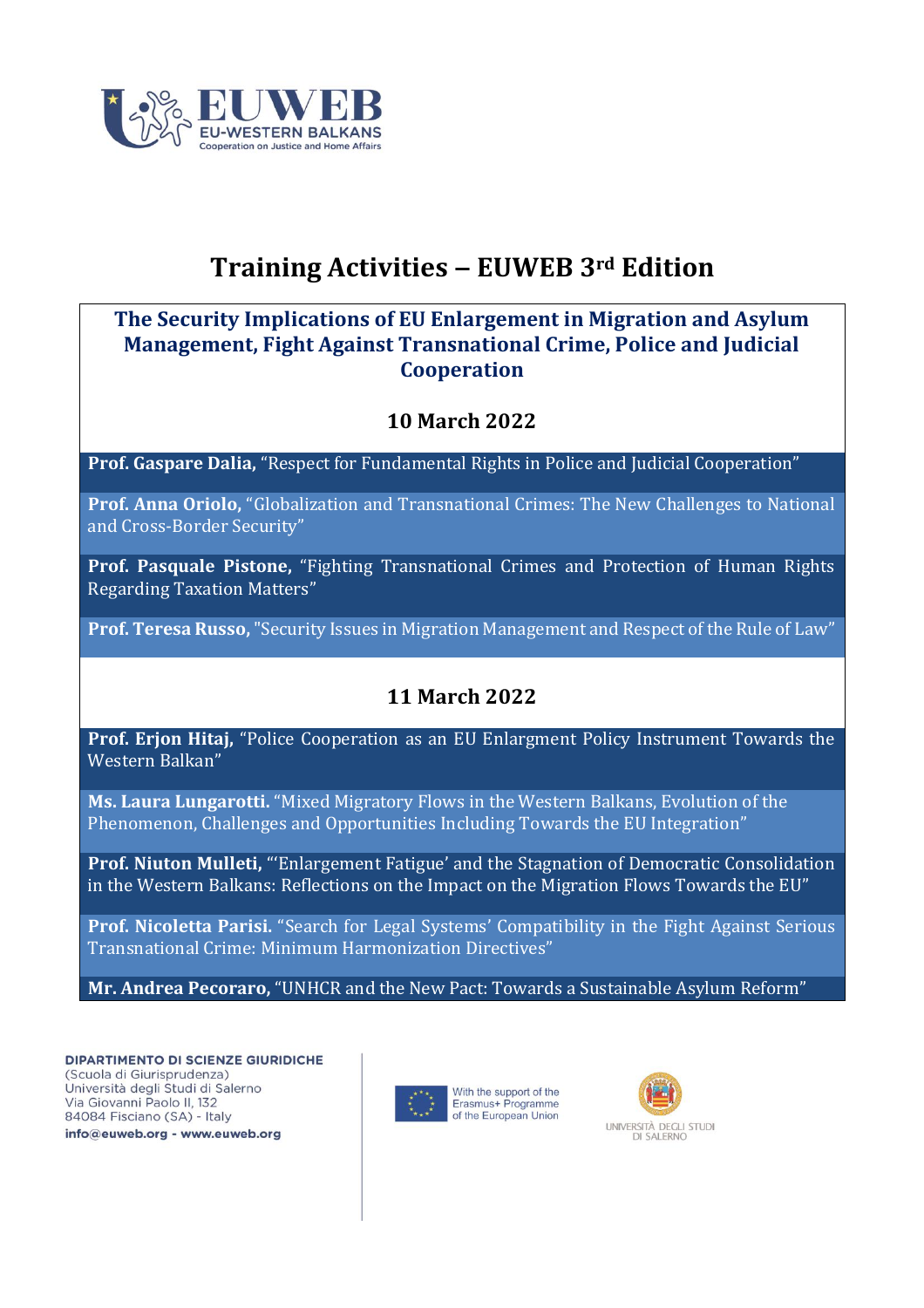# Training Activities – EUWEB 3rd Edition

## The Security Implications of EU Enlargement in Migration and Asylum Management, Fight Against Transnational Crime, Police and Judicial Cooperation

### 10 March 2022

**Prof. Gaspare Dalia,** "Respect for Fundamental Rights in Police and Judicial Cooperation"

**Prof. Anna Oriolo,** "Globalization and Transnational Crimes: The New Challenges to National and Cross-Border Security"

**Prof. Pasquale Pistone,** "Fighting Transnational Crimes and Protection of Human Rights Regarding Taxation Matters"

**Prof. Teresa Russo,** "Security Issues in Migration Management and Respect of the Rule of Law"

### 11 March 2022

**Prof. Erjon Hitaj,** "Police Cooperation as an EU Enlargment Policy Instrument Towards the Western Balkan"

**Ms. Laura Lungarotti.** "Mixed Migratory Flows in the Western Balkans, Evolution of the Phenomenon, Challenges and Opportunities Including Towards the EU Integration"

**Prof. Niuton Mulleti,** "'Enlargement Fatigue' and the Stagnation of Democratic Consolidation in the Western Balkans: Reflections on the Impact on the Migration Flows Towards the EU"

**Prof. Nicoletta Parisi.** "Search for Legal Systems' Compatibility in the Fight Against Serious Transnational Crime: Minimum Harmonization Directives"

**Mr. Andrea Pecoraro,** "UNHCR and the New Pact: Towards a Sustainable Asylum Reform"

**DIPARTIMENTO DI SCIENZE GIURIDICHE**
(Scuola di Giurisprudenza)
Università degli Studi di Salerno
Via Giovanni Paolo II, 132
84084 Fisciano (SA) - Italy
**info@euweb.org - www.euweb.org**

With the support of the Erasmus+ Programme of the European Union

UNIVERSITÀ DEGLI STUDI DI SALERNO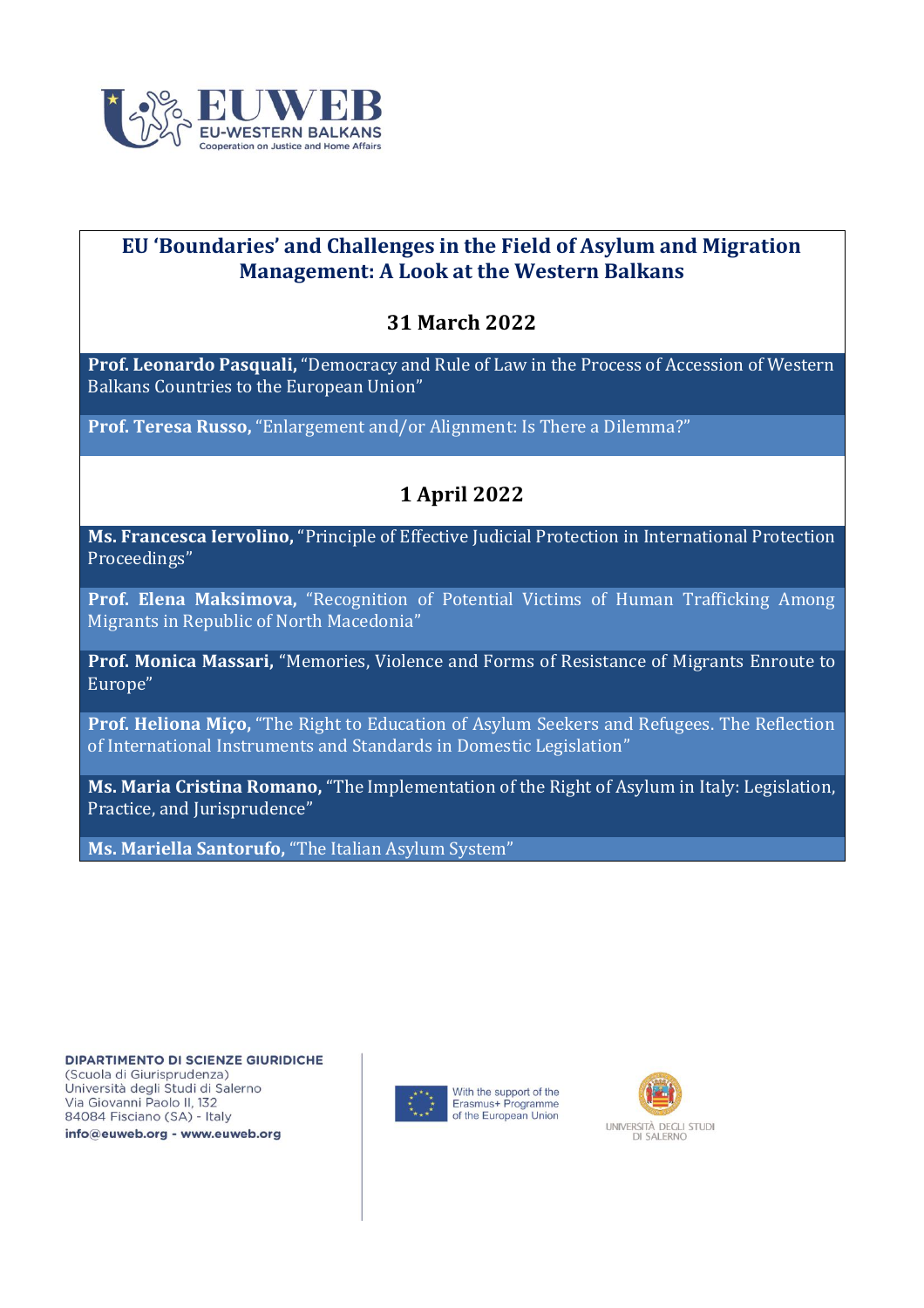# EU 'Boundaries' and Challenges in the Field of Asylum and Migration Management: A Look at the Western Balkans

## 31 March 2022

**Prof. Leonardo Pasquali,** "Democracy and Rule of Law in the Process of Accession of Western Balkans Countries to the European Union"

**Prof. Teresa Russo,** "Enlargement and/or Alignment: Is There a Dilemma?"

## 1 April 2022

**Ms. Francesca Iervolino,** "Principle of Effective Judicial Protection in International Protection Proceedings"

**Prof. Elena Maksimova,** "Recognition of Potential Victims of Human Trafficking Among Migrants in Republic of North Macedonia"

**Prof. Monica Massari,** "Memories, Violence and Forms of Resistance of Migrants Enroute to Europe"

**Prof. Heliona Miço,** "The Right to Education of Asylum Seekers and Refugees. The Reflection of International Instruments and Standards in Domestic Legislation"

**Ms. Maria Cristina Romano,** "The Implementation of the Right of Asylum in Italy: Legislation, Practice, and Jurisprudence"

**Ms. Mariella Santorufo,** "The Italian Asylum System"

**DIPARTIMENTO DI SCIENZE GIURIDICHE**
(Scuola di Giurisprudenza)
Università degli Studi di Salerno
Via Giovanni Paolo II, 132
84084 Fisciano (SA) - Italy
**info@euweb.org - www.euweb.org**

With the support of the Erasmus+ Programme of the European Union

UNIVERSITÀ DEGLI STUDI DI SALERNO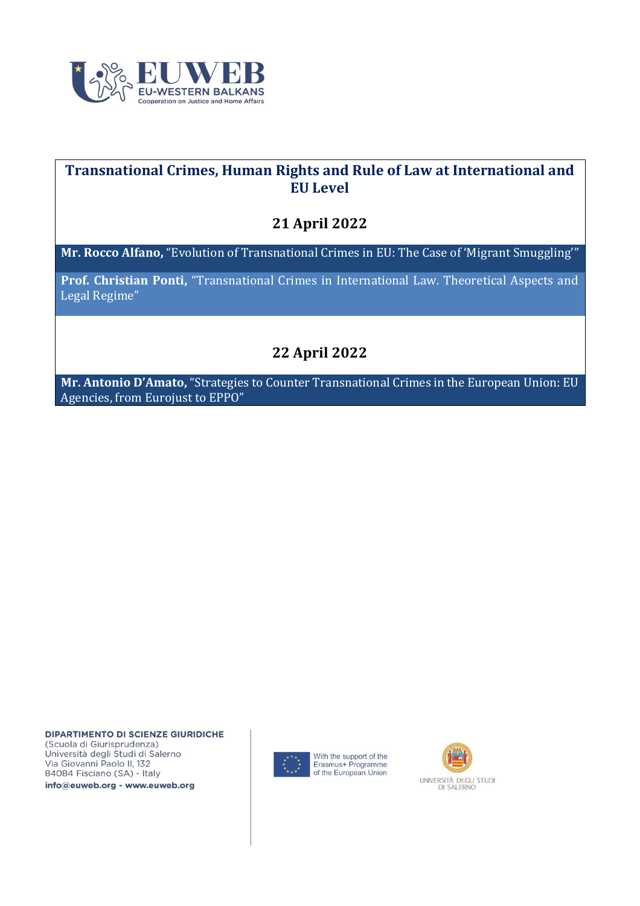**Transnational Crimes, Human Rights and Rule of Law at International and EU Level**

**21 April 2022**

**Mr. Rocco Alfano,** "Evolution of Transnational Crimes in EU: The Case of 'Migrant Smuggling'"

**Prof. Christian Ponti,** "Transnational Crimes in International Law. Theoretical Aspects and Legal Regime"

**22 April 2022**

**Mr. Antonio D'Amato,** "Strategies to Counter Transnational Crimes in the European Union: EU Agencies, from Eurojust to EPPO"

**DIPARTIMENTO DI SCIENZE GIURIDICHE**
(Scuola di Giurisprudenza)
Università degli Studi di Salerno
Via Giovanni Paolo II, 132
84084 Fisciano (SA) - Italy
**info@euweb.org - www.euweb.org**

With the support of the Erasmus+ Programme of the European Union

UNIVERSITÀ DEGLI STUDI DI SALERNO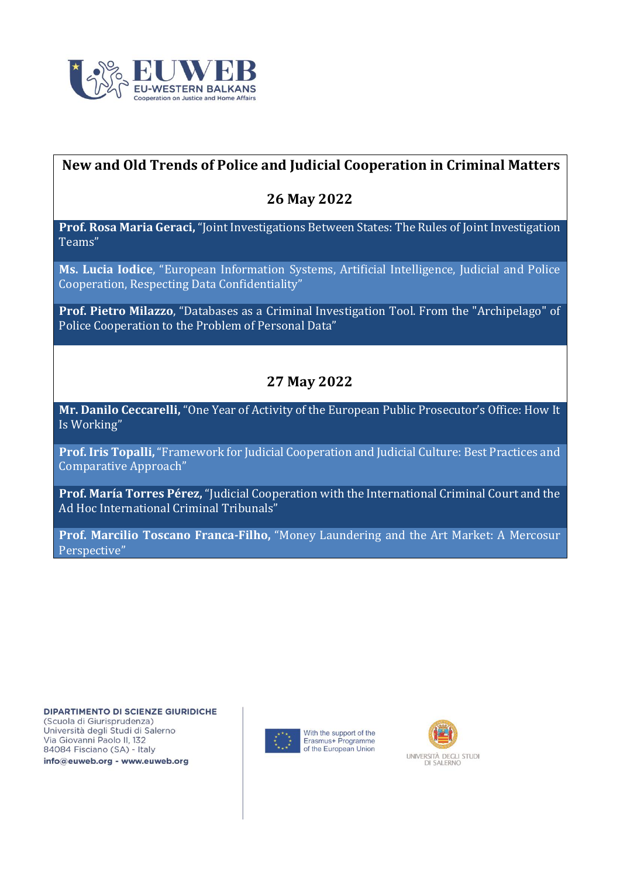EUWEB
EU-WESTERN BALKANS
Cooperation on Justice and Home Affairs

## New and Old Trends of Police and Judicial Cooperation in Criminal Matters

### 26 May 2022

**Prof. Rosa Maria Geraci,** "Joint Investigations Between States: The Rules of Joint Investigation Teams"

**Ms. Lucia Iodice**, "European Information Systems, Artificial Intelligence, Judicial and Police Cooperation, Respecting Data Confidentiality"

**Prof. Pietro Milazzo**, "Databases as a Criminal Investigation Tool. From the "Archipelago" of Police Cooperation to the Problem of Personal Data"

### 27 May 2022

**Mr. Danilo Ceccarelli,** "One Year of Activity of the European Public Prosecutor's Office: How It Is Working"

**Prof. Iris Topalli,** "Framework for Judicial Cooperation and Judicial Culture: Best Practices and Comparative Approach"

**Prof. María Torres Pérez,** "Judicial Cooperation with the International Criminal Court and the Ad Hoc International Criminal Tribunals"

**Prof. Marcilio Toscano Franca-Filho,** "Money Laundering and the Art Market: A Mercosur Perspective"

**DIPARTIMENTO DI SCIENZE GIURIDICHE**
(Scuola di Giurisprudenza)
Università degli Studi di Salerno
Via Giovanni Paolo II, 132
84084 Fisciano (SA) - Italy
**info@euweb.org - www.euweb.org**

With the support of the Erasmus+ Programme of the European Union

UNIVERSITÀ DEGLI STUDI DI SALERNO